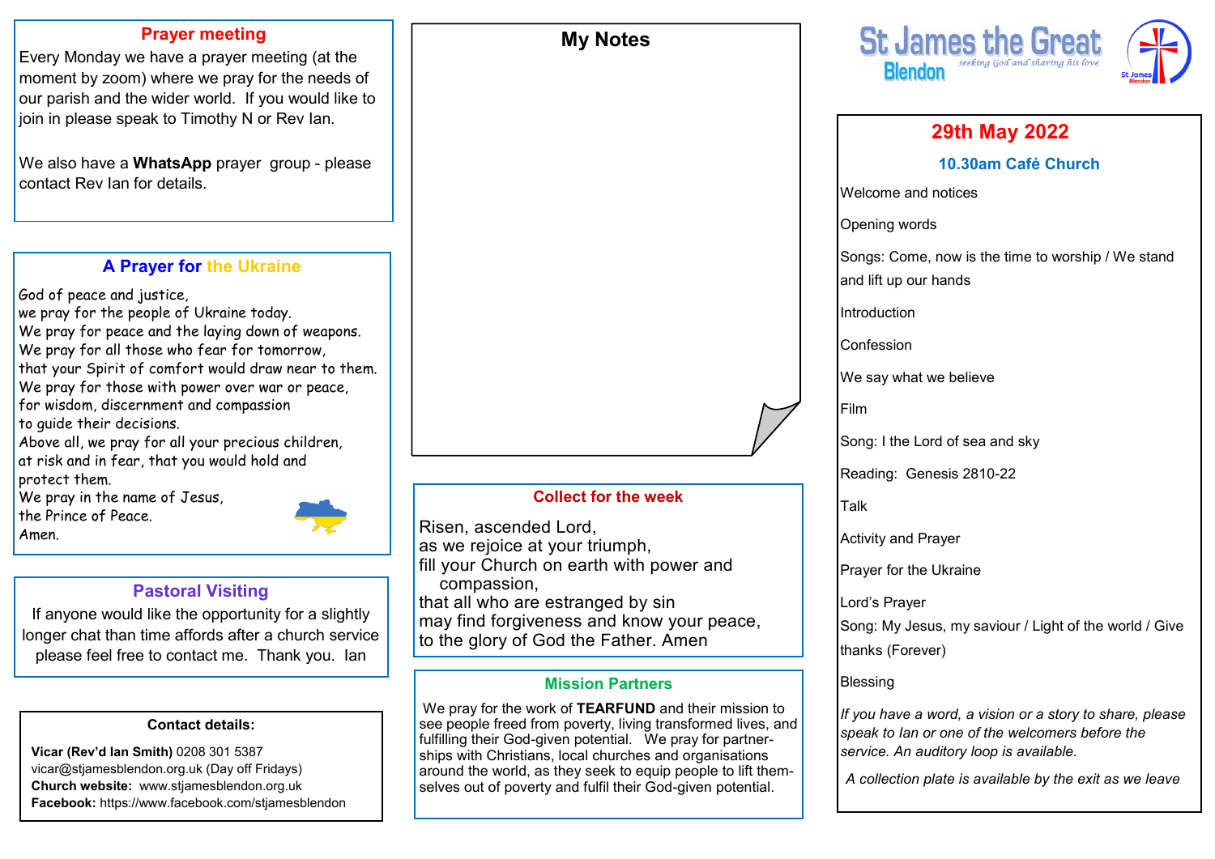## Prayer meeting

Every Monday we have a prayer meeting (at the moment by zoom) where we pray for the needs of our parish and the wider world. If you would like to join in please speak to Timothy N or Rev Ian.

We also have a **WhatsApp** prayer group - please contact Rev Ian for details.

## A Prayer for the Ukraine

God of peace and justice,
we pray for the people of Ukraine today.
We pray for peace and the laying down of weapons.
We pray for all those who fear for tomorrow,
that your Spirit of comfort would draw near to them.
We pray for those with power over war or peace,
for wisdom, discernment and compassion
to guide their decisions.
Above all, we pray for all your precious children,
at risk and in fear, that you would hold and
protect them.
We pray in the name of Jesus,
the Prince of Peace.
Amen.

## Pastoral Visiting

If anyone would like the opportunity for a slightly longer chat than time affords after a church service please feel free to contact me. Thank you. Ian

### Contact details:

**Vicar (Rev'd Ian Smith)** 0208 301 5387
vicar@stjamesblendon.org.uk (Day off Fridays)
**Church website:** www.stjamesblendon.org.uk
**Facebook:** https://www.facebook.com/stjamesblendon

## My Notes

## Collect for the week

Risen, ascended Lord,
as we rejoice at your triumph,
fill your Church on earth with power and
compassion,
that all who are estranged by sin
may find forgiveness and know your peace,
to the glory of God the Father. Amen

## Mission Partners

We pray for the work of **TEARFUND** and their mission to see people freed from poverty, living transformed lives, and fulfilling their God-given potential. We pray for partnerships with Christians, local churches and organisations around the world, as they seek to equip people to lift themselves out of poverty and fulfil their God-given potential.

# St James the Great Blendon

*seeking God and sharing his love*

## 29th May 2022

### 10.30am Café Church

Welcome and notices

Opening words

Songs: Come, now is the time to worship / We stand and lift up our hands

Introduction

Confession

We say what we believe

Film

Song: I the Lord of sea and sky

Reading: Genesis 2810-22

Talk

Activity and Prayer

Prayer for the Ukraine

Lord's Prayer

Song: My Jesus, my saviour / Light of the world / Give thanks (Forever)

Blessing

*If you have a word, a vision or a story to share, please speak to Ian or one of the welcomers before the service. An auditory loop is available.*

*A collection plate is available by the exit as we leave*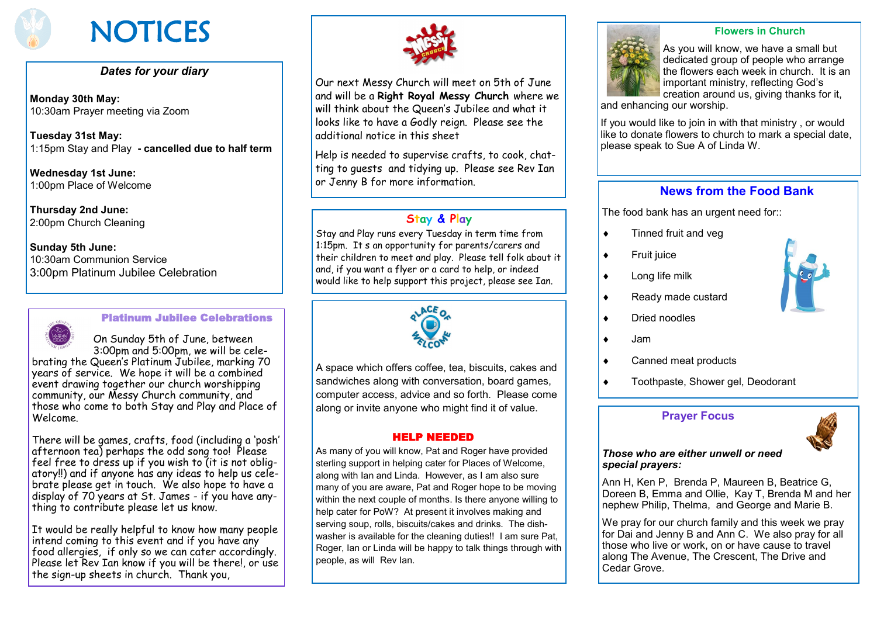# NOTICES

## *Dates for your diary*

**Monday 30th May:**
10:30am Prayer meeting via Zoom

**Tuesday 31st May:**
1:15pm Stay and Play **- cancelled due to half term**

**Wednesday 1st June:**
1:00pm Place of Welcome

**Thursday 2nd June:**
2:00pm Church Cleaning

**Sunday 5th June:**
10:30am Communion Service
3:00pm Platinum Jubilee Celebration

## Platinum Jubilee Celebrations

On Sunday 5th of June, between 3:00pm and 5:00pm, we will be celebrating the Queen's Platinum Jubilee, marking 70 years of service. We hope it will be a combined event drawing together our church worshipping community, our Messy Church community, and those who come to both Stay and Play and Place of Welcome.

There will be games, crafts, food (including a 'posh' afternoon tea) perhaps the odd song too! Please feel free to dress up if you wish to (it is not obligatory!!) and if anyone has any ideas to help us celebrate please get in touch. We also hope to have a display of 70 years at St. James - if you have anything to contribute please let us know.

It would be really helpful to know how many people intend coming to this event and if you have any food allergies, if only so we can cater accordingly. Please let Rev Ian know if you will be there!, or use the sign-up sheets in church. Thank you,

## Messy Church

Our next Messy Church will meet on 5th of June and will be a **Right Royal Messy Church** where we will think about the Queen's Jubilee and what it looks like to have a Godly reign. Please see the additional notice in this sheet

Help is needed to supervise crafts, to cook, chatting to guests and tidying up. Please see Rev Ian or Jenny B for more information.

## Stay & Play

Stay and Play runs every Tuesday in term time from 1:15pm. It s an opportunity for parents/carers and their children to meet and play. Please tell folk about it and, if you want a flyer or a card to help, or indeed would like to help support this project, please see Ian.

## Place of Welcome

A space which offers coffee, tea, biscuits, cakes and sandwiches along with conversation, board games, computer access, advice and so forth. Please come along or invite anyone who might find it of value.

### HELP NEEDED

As many of you will know, Pat and Roger have provided sterling support in helping cater for Places of Welcome, along with Ian and Linda. However, as I am also sure many of you are aware, Pat and Roger hope to be moving within the next couple of months. Is there anyone willing to help cater for PoW? At present it involves making and serving soup, rolls, biscuits/cakes and drinks. The dishwasher is available for the cleaning duties!! I am sure Pat, Roger, Ian or Linda will be happy to talk things through with people, as will Rev Ian.

## Flowers in Church

As you will know, we have a small but dedicated group of people who arrange the flowers each week in church. It is an important ministry, reflecting God's creation around us, giving thanks for it, and enhancing our worship.

If you would like to join in with that ministry , or would like to donate flowers to church to mark a special date, please speak to Sue A of Linda W.

## News from the Food Bank

The food bank has an urgent need for::

- Tinned fruit and veg
- Fruit juice
- Long life milk
- Ready made custard
- Dried noodles
- Jam
- Canned meat products
- Toothpaste, Shower gel, Deodorant

## Prayer Focus

***Those who are either unwell or need special prayers:***

Ann H, Ken P, Brenda P, Maureen B, Beatrice G, Doreen B, Emma and Ollie, Kay T, Brenda M and her nephew Philip, Thelma, and George and Marie B.

We pray for our church family and this week we pray for Dai and Jenny B and Ann C. We also pray for all those who live or work, on or have cause to travel along The Avenue, The Crescent, The Drive and Cedar Grove.